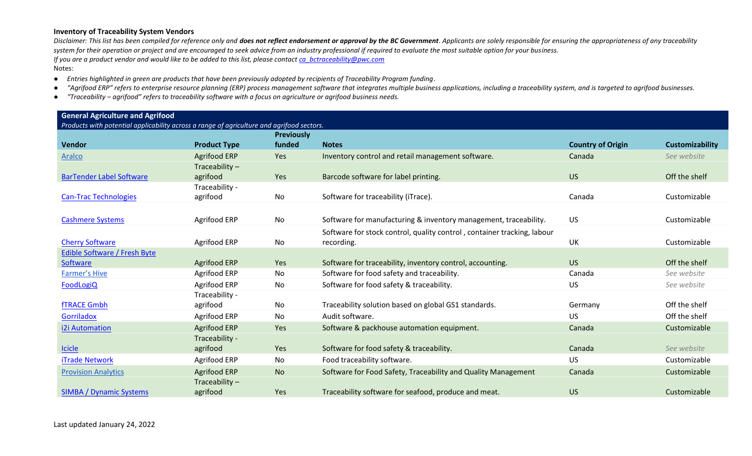**Inventory of Traceability System Vendors**

*Disclaimer: This list has been compiled for reference only and **does not reflect endorsement or approval by the BC Government**. Applicants are solely responsible for ensuring the appropriateness of any traceability system for their operation or project and are encouraged to seek advice from an industry professional if required to evaluate the most suitable option for your business.*

*If you are a product vendor and would like to be added to this list, please contact ca_bctraceability@pwc.com*

Notes:

- *Entries highlighted in green are products that have been previously adopted by recipients of Traceability Program funding*.
- *"Agrifood ERP" refers to enterprise resource planning (ERP) process management software that integrates multiple business applications, including a traceability system, and is targeted to agrifood businesses.*
- *"Traceability – agrifood" refers to traceability software with a focus on agriculture or agrifood business needs.*

| **General Agriculture and Agrifood** *Products with potential applicability across a range of agriculture and agrifood sectors.* | | | | | |
|---|---|---|---|---|---|
| **Vendor** | **Product Type** | **Previously funded** | **Notes** | **Country of Origin** | **Customizability** |
| Aralco | Agrifood ERP | Yes | Inventory control and retail management software. | Canada | *See website* |
| BarTender Label Software | Traceability – agrifood | Yes | Barcode software for label printing. | US | Off the shelf |
| Can-Trac Technologies | Traceability - agrifood | No | Software for traceability (iTrace). | Canada | Customizable |
| Cashmere Systems | Agrifood ERP | No | Software for manufacturing & inventory management, traceability. | US | Customizable |
| Cherry Software | Agrifood ERP | No | Software for stock control, quality control , container tracking, labour recording. | UK | Customizable |
| Edible Software / Fresh Byte Software | Agrifood ERP | Yes | Software for traceability, inventory control, accounting. | US | Off the shelf |
| Farmer's Hive | Agrifood ERP | No | Software for food safety and traceability. | Canada | *See website* |
| FoodLogiQ | Agrifood ERP | No | Software for food safety & traceability. | US | *See website* |
| fTRACE Gmbh | Traceability - agrifood | No | Traceability solution based on global GS1 standards. | Germany | Off the shelf |
| Gorriladox | Agrifood ERP | No | Audit software. | US | Off the shelf |
| i2i Automation | Agrifood ERP | Yes | Software & packhouse automation equipment. | Canada | Customizable |
| Icicle | Traceability - agrifood | Yes | Software for food safety & traceability. | Canada | *See website* |
| iTrade Network | Agrifood ERP | No | Food traceability software. | US | Customizable |
| Provision Analytics | Agrifood ERP | No | Software for Food Safety, Traceability and Quality Management | Canada | Customizable |
| SIMBA / Dynamic Systems | Traceability – agrifood | Yes | Traceability software for seafood, produce and meat. | US | Customizable |

Last updated January 24, 2022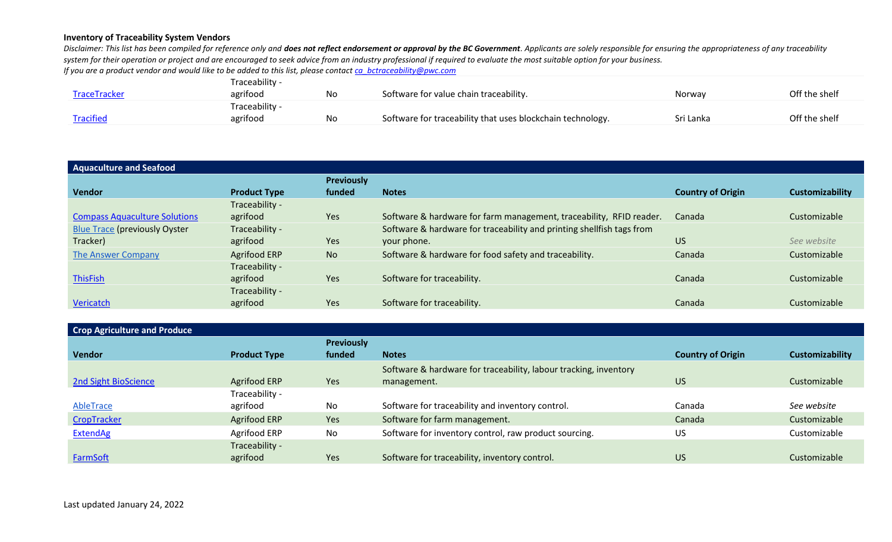**Inventory of Traceability System Vendors**

*Disclaimer: This list has been compiled for reference only and* ***does not reflect endorsement or approval by the BC Government****. Applicants are solely responsible for ensuring the appropriateness of any traceability system for their operation or project and are encouraged to seek advice from an industry professional if required to evaluate the most suitable option for your business.*

*If you are a product vendor and would like to be added to this list, please contact [ca_bctraceability@pwc.com](mailto:ca_bctraceability@pwc.com)*

| | | | | | |
|---|---|---|---|---|---|
| TraceTracker | Traceability - agrifood | No | Software for value chain traceability. | Norway | Off the shelf |
| Tracified | Traceability - agrifood | No | Software for traceability that uses blockchain technology. | Sri Lanka | Off the shelf |

**Aquaculture and Seafood**

| Vendor | Product Type | Previously funded | Notes | Country of Origin | Customizability |
|---|---|---|---|---|---|
| Compass Aquaculture Solutions | Traceability - agrifood | Yes | Software & hardware for farm management, traceability, RFID reader. | Canada | Customizable |
| Blue Trace (previously Oyster Tracker) | Traceability - agrifood | Yes | Software & hardware for traceability and printing shellfish tags from your phone. | US | *See website* |
| The Answer Company | Agrifood ERP | No | Software & hardware for food safety and traceability. | Canada | Customizable |
| ThisFish | Traceability - agrifood | Yes | Software for traceability. | Canada | Customizable |
| Vericatch | Traceability - agrifood | Yes | Software for traceability. | Canada | Customizable |

**Crop Agriculture and Produce**

| Vendor | Product Type | Previously funded | Notes | Country of Origin | Customizability |
|---|---|---|---|---|---|
| 2nd Sight BioScience | Agrifood ERP | Yes | Software & hardware for traceability, labour tracking, inventory management. | US | Customizable |
| AbleTrace | Traceability - agrifood | No | Software for traceability and inventory control. | Canada | *See website* |
| CropTracker | Agrifood ERP | Yes | Software for farm management. | Canada | Customizable |
| ExtendAg | Agrifood ERP | No | Software for inventory control, raw product sourcing. | US | Customizable |
| FarmSoft | Traceability - agrifood | Yes | Software for traceability, inventory control. | US | Customizable |

Last updated January 24, 2022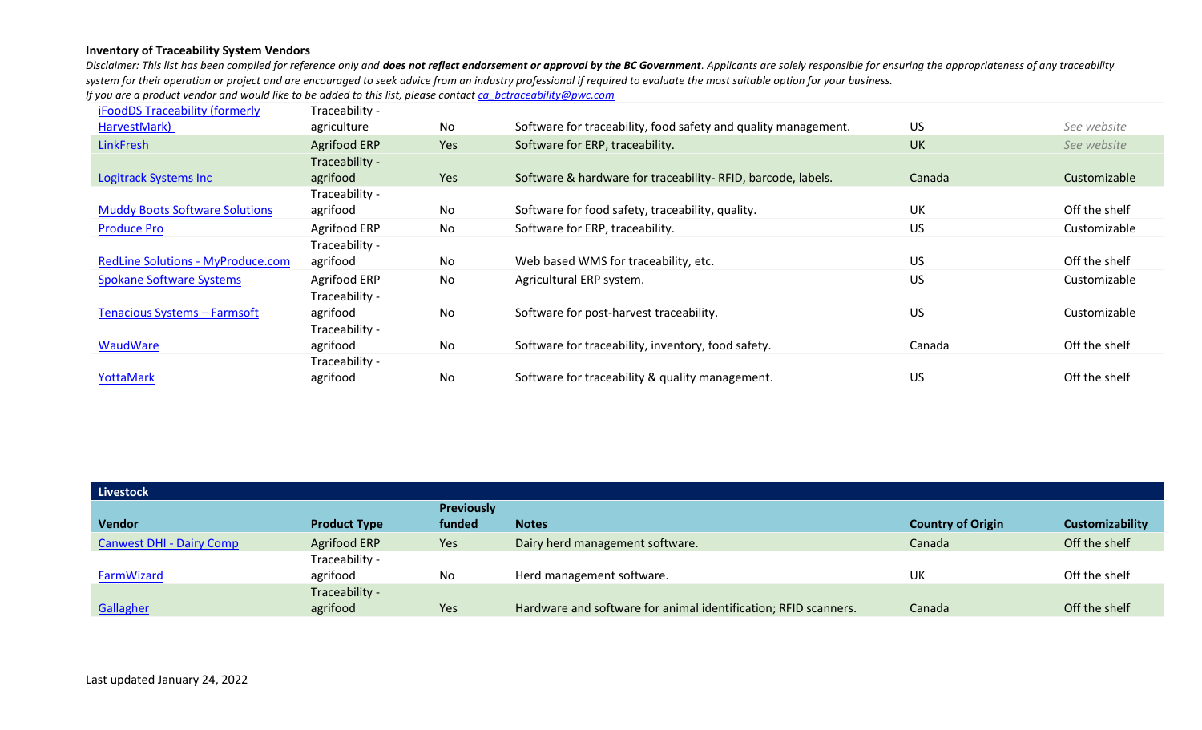**Inventory of Traceability System Vendors**

*Disclaimer: This list has been compiled for reference only and **does not reflect endorsement or approval by the BC Government**. Applicants are solely responsible for ensuring the appropriateness of any traceability system for their operation or project and are encouraged to seek advice from an industry professional if required to evaluate the most suitable option for your business.*

*If you are a product vendor and would like to be added to this list, please contact ca_bctraceability@pwc.com*

| Vendor | Product Type | Previously funded | Notes | Country of Origin | Customizability |
|---|---|---|---|---|---|
| iFoodDS Traceability (formerly HarvestMark) | Traceability - agriculture | No | Software for traceability, food safety and quality management. | US | *See website* |
| LinkFresh | Agrifood ERP | Yes | Software for ERP, traceability. | UK | *See website* |
| Logitrack Systems Inc | Traceability - agrifood | Yes | Software & hardware for traceability- RFID, barcode, labels. | Canada | Customizable |
| Muddy Boots Software Solutions | Traceability - agrifood | No | Software for food safety, traceability, quality. | UK | Off the shelf |
| Produce Pro | Agrifood ERP | No | Software for ERP, traceability. | US | Customizable |
| RedLine Solutions - MyProduce.com | Traceability - agrifood | No | Web based WMS for traceability, etc. | US | Off the shelf |
| Spokane Software Systems | Agrifood ERP | No | Agricultural ERP system. | US | Customizable |
| Tenacious Systems – Farmsoft | Traceability - agrifood | No | Software for post-harvest traceability. | US | Customizable |
| WaudWare | Traceability - agrifood | No | Software for traceability, inventory, food safety. | Canada | Off the shelf |
| YottaMark | Traceability - agrifood | No | Software for traceability & quality management. | US | Off the shelf |

**Livestock**

| Vendor | Product Type | Previously funded | Notes | Country of Origin | Customizability |
|---|---|---|---|---|---|
| Canwest DHI - Dairy Comp | Agrifood ERP | Yes | Dairy herd management software. | Canada | Off the shelf |
| FarmWizard | Traceability - agrifood | No | Herd management software. | UK | Off the shelf |
| Gallagher | Traceability - agrifood | Yes | Hardware and software for animal identification; RFID scanners. | Canada | Off the shelf |

Last updated January 24, 2022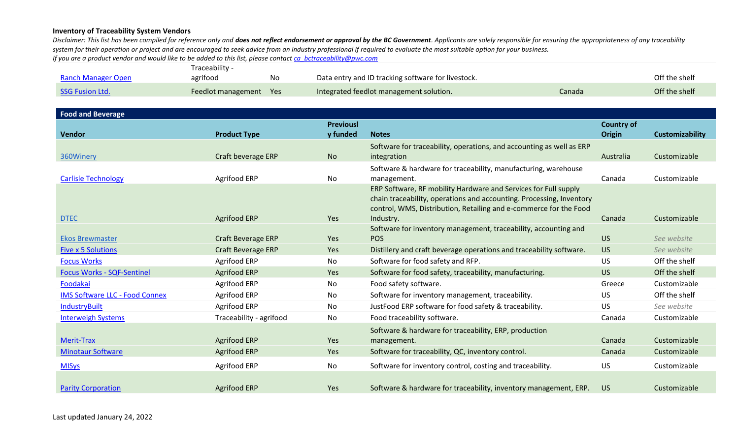**Inventory of Traceability System Vendors**

*Disclaimer: This list has been compiled for reference only and* ***does not reflect endorsement or approval by the BC Government****. Applicants are solely responsible for ensuring the appropriateness of any traceability system for their operation or project and are encouraged to seek advice from an industry professional if required to evaluate the most suitable option for your business.*

*If you are a product vendor and would like to be added to this list, please contact ca_bctraceability@pwc.com*

| Vendor | Product Type | Previously funded | Notes | Country of Origin | Customizability |
|---|---|---|---|---|---|
| Ranch Manager Open | Traceability - agrifood | No | Data entry and ID tracking software for livestock. | | Off the shelf |
| SSG Fusion Ltd. | Feedlot management | Yes | Integrated feedlot management solution. | Canada | Off the shelf |

**Food and Beverage**

| Vendor | Product Type | Previously funded | Notes | Country of Origin | Customizability |
|---|---|---|---|---|---|
| 360Winery | Craft beverage ERP | No | Software for traceability, operations, and accounting as well as ERP integration | Australia | Customizable |
| Carlisle Technology | Agrifood ERP | No | Software & hardware for traceability, manufacturing, warehouse management. | Canada | Customizable |
| DTEC | Agrifood ERP | Yes | ERP Software, RF mobility Hardware and Services for Full supply chain traceability, operations and accounting. Processing, Inventory control, WMS, Distribution, Retailing and e-commerce for the Food Industry. | Canada | Customizable |
| Ekos Brewmaster | Craft Beverage ERP | Yes | Software for inventory management, traceability, accounting and POS | US | *See website* |
| Five x 5 Solutions | Craft Beverage ERP | Yes | Distillery and craft beverage operations and traceability software. | US | *See website* |
| Focus Works | Agrifood ERP | No | Software for food safety and RFP. | US | Off the shelf |
| Focus Works - SQF-Sentinel | Agrifood ERP | Yes | Software for food safety, traceability, manufacturing. | US | Off the shelf |
| Foodakai | Agrifood ERP | No | Food safety software. | Greece | Customizable |
| IMS Software LLC - Food Connex | Agrifood ERP | No | Software for inventory management, traceability. | US | Off the shelf |
| IndustryBuilt | Agrifood ERP | No | JustFood ERP software for food safety & traceability. | US | *See website* |
| Interweigh Systems | Traceability - agrifood | No | Food traceability software. | Canada | Customizable |
| Merit-Trax | Agrifood ERP | Yes | Software & hardware for traceability, ERP, production management. | Canada | Customizable |
| Minotaur Software | Agrifood ERP | Yes | Software for traceability, QC, inventory control. | Canada | Customizable |
| MISys | Agrifood ERP | No | Software for inventory control, costing and traceability. | US | Customizable |
| Parity Corporation | Agrifood ERP | Yes | Software & hardware for traceability, inventory management, ERP. | US | Customizable |

Last updated January 24, 2022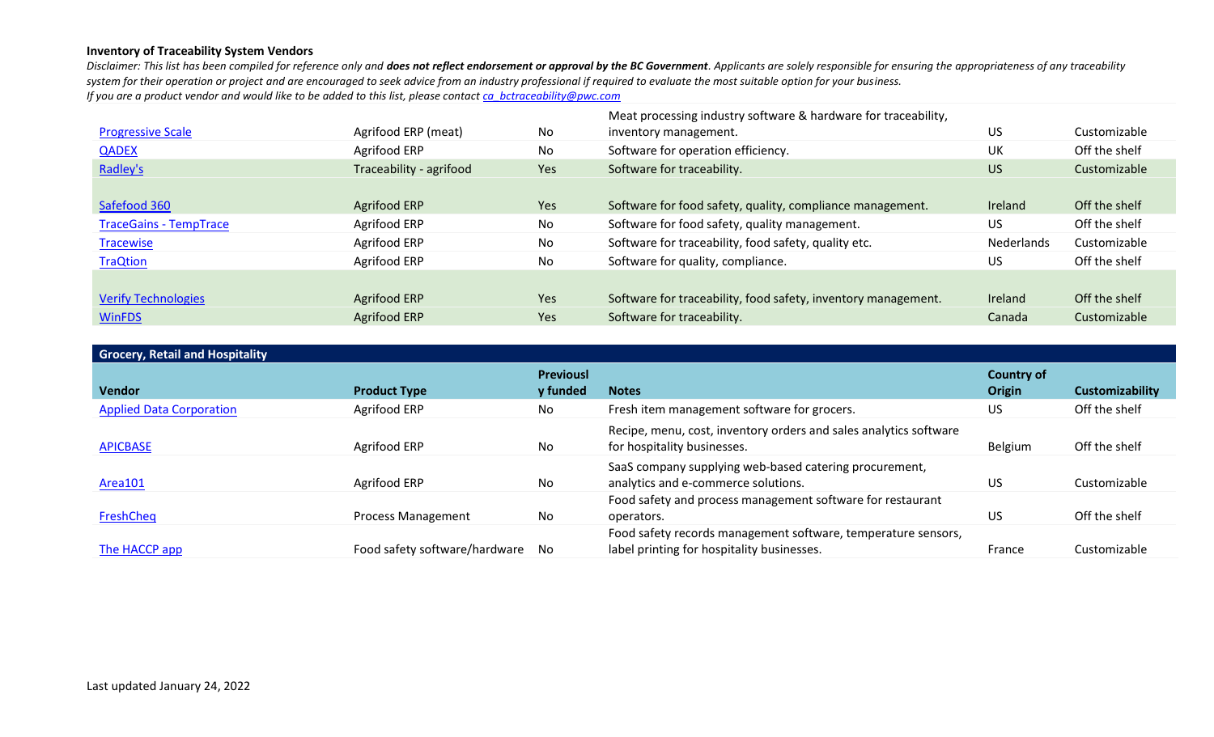**Inventory of Traceability System Vendors**

*Disclaimer: This list has been compiled for reference only and* ***does not reflect endorsement or approval by the BC Government****. Applicants are solely responsible for ensuring the appropriateness of any traceability system for their operation or project and are encouraged to seek advice from an industry professional if required to evaluate the most suitable option for your business.*
*If you are a product vendor and would like to be added to this list, please contact ca_bctraceability@pwc.com*

| | | | | | |
|---|---|---|---|---|---|
| Progressive Scale | Agrifood ERP (meat) | No | Meat processing industry software & hardware for traceability, inventory management. | US | Customizable |
| QADEX | Agrifood ERP | No | Software for operation efficiency. | UK | Off the shelf |
| Radley's | Traceability - agrifood | Yes | Software for traceability. | US | Customizable |
| Safefood 360 | Agrifood ERP | Yes | Software for food safety, quality, compliance management. | Ireland | Off the shelf |
| TraceGains - TempTrace | Agrifood ERP | No | Software for food safety, quality management. | US | Off the shelf |
| Tracewise | Agrifood ERP | No | Software for traceability, food safety, quality etc. | Nederlands | Customizable |
| TraQtion | Agrifood ERP | No | Software for quality, compliance. | US | Off the shelf |
| Verify Technologies | Agrifood ERP | Yes | Software for traceability, food safety, inventory management. | Ireland | Off the shelf |
| WinFDS | Agrifood ERP | Yes | Software for traceability. | Canada | Customizable |

**Grocery, Retail and Hospitality**

| Vendor | Product Type | Previously funded | Notes | Country of Origin | Customizability |
|---|---|---|---|---|---|
| Applied Data Corporation | Agrifood ERP | No | Fresh item management software for grocers. | US | Off the shelf |
| APICBASE | Agrifood ERP | No | Recipe, menu, cost, inventory orders and sales analytics software for hospitality businesses. | Belgium | Off the shelf |
| Area101 | Agrifood ERP | No | SaaS company supplying web-based catering procurement, analytics and e-commerce solutions. | US | Customizable |
| FreshCheq | Process Management | No | Food safety and process management software for restaurant operators. | US | Off the shelf |
| The HACCP app | Food safety software/hardware | No | Food safety records management software, temperature sensors, label printing for hospitality businesses. | France | Customizable |

Last updated January 24, 2022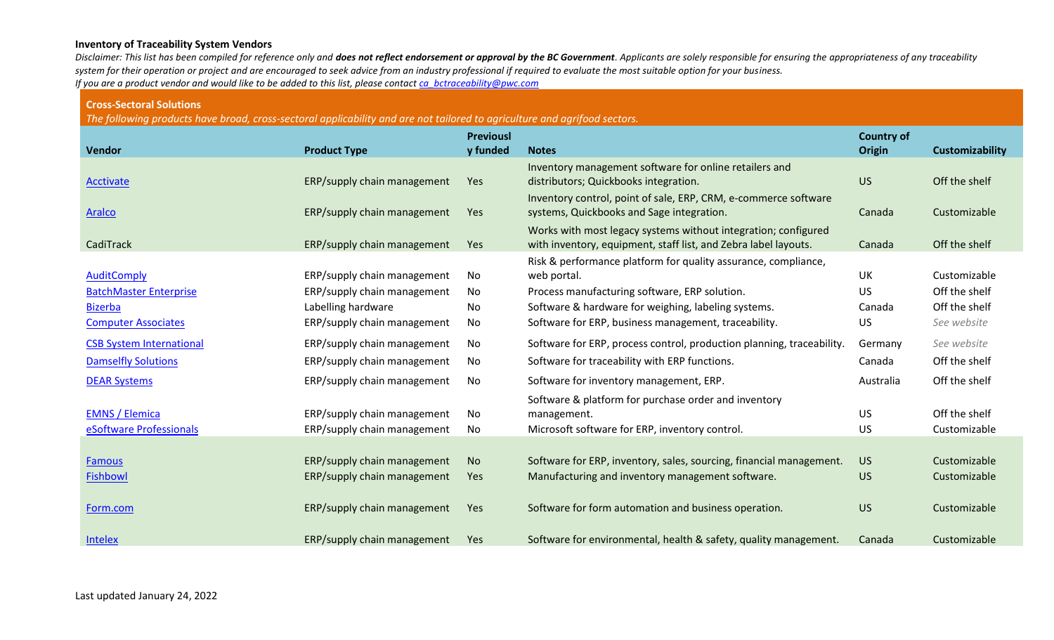**Inventory of Traceability System Vendors**

*Disclaimer: This list has been compiled for reference only and **does not reflect endorsement or approval by the BC Government**. Applicants are solely responsible for ensuring the appropriateness of any traceability system for their operation or project and are encouraged to seek advice from an industry professional if required to evaluate the most suitable option for your business.*

*If you are a product vendor and would like to be added to this list, please contact ca_bctraceability@pwc.com*

**Cross-Sectoral Solutions**

*The following products have broad, cross-sectoral applicability and are not tailored to agriculture and agrifood sectors.*

| Vendor | Product Type | Previously funded | Notes | Country of Origin | Customizability |
|---|---|---|---|---|---|
| Acctivate | ERP/supply chain management | Yes | Inventory management software for online retailers and distributors; Quickbooks integration. | US | Off the shelf |
| Aralco | ERP/supply chain management | Yes | Inventory control, point of sale, ERP, CRM, e-commerce software systems, Quickbooks and Sage integration. | Canada | Customizable |
| CadiTrack | ERP/supply chain management | Yes | Works with most legacy systems without integration; configured with inventory, equipment, staff list, and Zebra label layouts. | Canada | Off the shelf |
| AuditComply | ERP/supply chain management | No | Risk & performance platform for quality assurance, compliance, web portal. | UK | Customizable |
| BatchMaster Enterprise | ERP/supply chain management | No | Process manufacturing software, ERP solution. | US | Off the shelf |
| Bizerba | Labelling hardware | No | Software & hardware for weighing, labeling systems. | Canada | Off the shelf |
| Computer Associates | ERP/supply chain management | No | Software for ERP, business management, traceability. | US | *See website* |
| CSB System International | ERP/supply chain management | No | Software for ERP, process control, production planning, traceability. | Germany | *See website* |
| Damselfly Solutions | ERP/supply chain management | No | Software for traceability with ERP functions. | Canada | Off the shelf |
| DEAR Systems | ERP/supply chain management | No | Software for inventory management, ERP. | Australia | Off the shelf |
| EMNS / Elemica | ERP/supply chain management | No | Software & platform for purchase order and inventory management. | US | Off the shelf |
| eSoftware Professionals | ERP/supply chain management | No | Microsoft software for ERP, inventory control. | US | Customizable |
| Famous | ERP/supply chain management | No | Software for ERP, inventory, sales, sourcing, financial management. | US | Customizable |
| Fishbowl | ERP/supply chain management | Yes | Manufacturing and inventory management software. | US | Customizable |
| Form.com | ERP/supply chain management | Yes | Software for form automation and business operation. | US | Customizable |
| Intelex | ERP/supply chain management | Yes | Software for environmental, health & safety, quality management. | Canada | Customizable |

Last updated January 24, 2022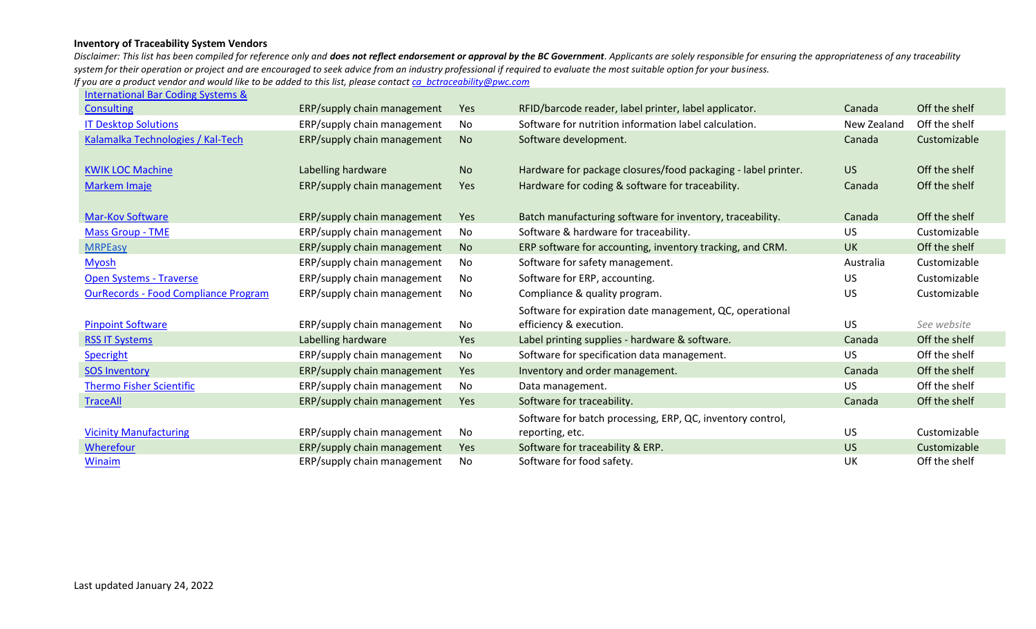**Inventory of Traceability System Vendors**

*Disclaimer: This list has been compiled for reference only and **does not reflect endorsement or approval by the BC Government**. Applicants are solely responsible for ensuring the appropriateness of any traceability system for their operation or project and are encouraged to seek advice from an industry professional if required to evaluate the most suitable option for your business.*

*If you are a product vendor and would like to be added to this list, please contact ca_bctraceability@pwc.com*

| | | | | | |
|---|---|---|---|---|---|
| International Bar Coding Systems & Consulting | ERP/supply chain management | Yes | RFID/barcode reader, label printer, label applicator. | Canada | Off the shelf |
| IT Desktop Solutions | ERP/supply chain management | No | Software for nutrition information label calculation. | New Zealand | Off the shelf |
| Kalamalka Technologies / Kal-Tech | ERP/supply chain management | No | Software development. | Canada | Customizable |
| KWIK LOC Machine | Labelling hardware | No | Hardware for package closures/food packaging - label printer. | US | Off the shelf |
| Markem Imaje | ERP/supply chain management | Yes | Hardware for coding & software for traceability. | Canada | Off the shelf |
| Mar-Kov Software | ERP/supply chain management | Yes | Batch manufacturing software for inventory, traceability. | Canada | Off the shelf |
| Mass Group - TME | ERP/supply chain management | No | Software & hardware for traceability. | US | Customizable |
| MRPEasy | ERP/supply chain management | No | ERP software for accounting, inventory tracking, and CRM. | UK | Off the shelf |
| Myosh | ERP/supply chain management | No | Software for safety management. | Australia | Customizable |
| Open Systems - Traverse | ERP/supply chain management | No | Software for ERP, accounting. | US | Customizable |
| OurRecords - Food Compliance Program | ERP/supply chain management | No | Compliance & quality program. | US | Customizable |
| Pinpoint Software | ERP/supply chain management | No | Software for expiration date management, QC, operational efficiency & execution. | US | *See website* |
| RSS IT Systems | Labelling hardware | Yes | Label printing supplies - hardware & software. | Canada | Off the shelf |
| Specright | ERP/supply chain management | No | Software for specification data management. | US | Off the shelf |
| SOS Inventory | ERP/supply chain management | Yes | Inventory and order management. | Canada | Off the shelf |
| Thermo Fisher Scientific | ERP/supply chain management | No | Data management. | US | Off the shelf |
| TraceAll | ERP/supply chain management | Yes | Software for traceability. | Canada | Off the shelf |
| Vicinity Manufacturing | ERP/supply chain management | No | Software for batch processing, ERP, QC, inventory control, reporting, etc. | US | Customizable |
| Wherefour | ERP/supply chain management | Yes | Software for traceability & ERP. | US | Customizable |
| Winaim | ERP/supply chain management | No | Software for food safety. | UK | Off the shelf |

Last updated January 24, 2022